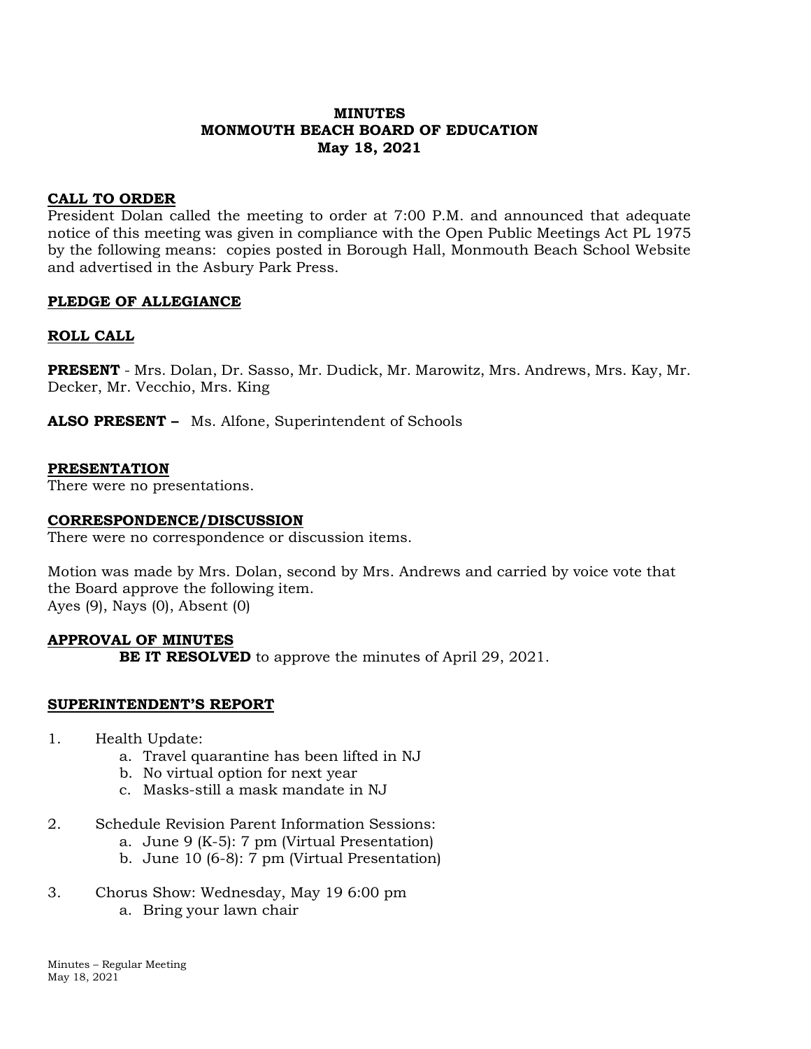# MINUTES
# MONMOUTH BEACH BOARD OF EDUCATION
# May 18, 2021

## CALL TO ORDER

President Dolan called the meeting to order at 7:00 P.M. and announced that adequate notice of this meeting was given in compliance with the Open Public Meetings Act PL 1975 by the following means: copies posted in Borough Hall, Monmouth Beach School Website and advertised in the Asbury Park Press.

## PLEDGE OF ALLEGIANCE

## ROLL CALL

**PRESENT** - Mrs. Dolan, Dr. Sasso, Mr. Dudick, Mr. Marowitz, Mrs. Andrews, Mrs. Kay, Mr. Decker, Mr. Vecchio, Mrs. King

**ALSO PRESENT –** Ms. Alfone, Superintendent of Schools

## PRESENTATION

There were no presentations.

## CORRESPONDENCE/DISCUSSION

There were no correspondence or discussion items.

Motion was made by Mrs. Dolan, second by Mrs. Andrews and carried by voice vote that the Board approve the following item.
Ayes (9), Nays (0), Absent (0)

## APPROVAL OF MINUTES

**BE IT RESOLVED** to approve the minutes of April 29, 2021.

## SUPERINTENDENT'S REPORT

1. Health Update:
    a. Travel quarantine has been lifted in NJ
    b. No virtual option for next year
    c. Masks-still a mask mandate in NJ

2. Schedule Revision Parent Information Sessions:
    a. June 9 (K-5): 7 pm (Virtual Presentation)
    b. June 10 (6-8): 7 pm (Virtual Presentation)

3. Chorus Show: Wednesday, May 19 6:00 pm
    a. Bring your lawn chair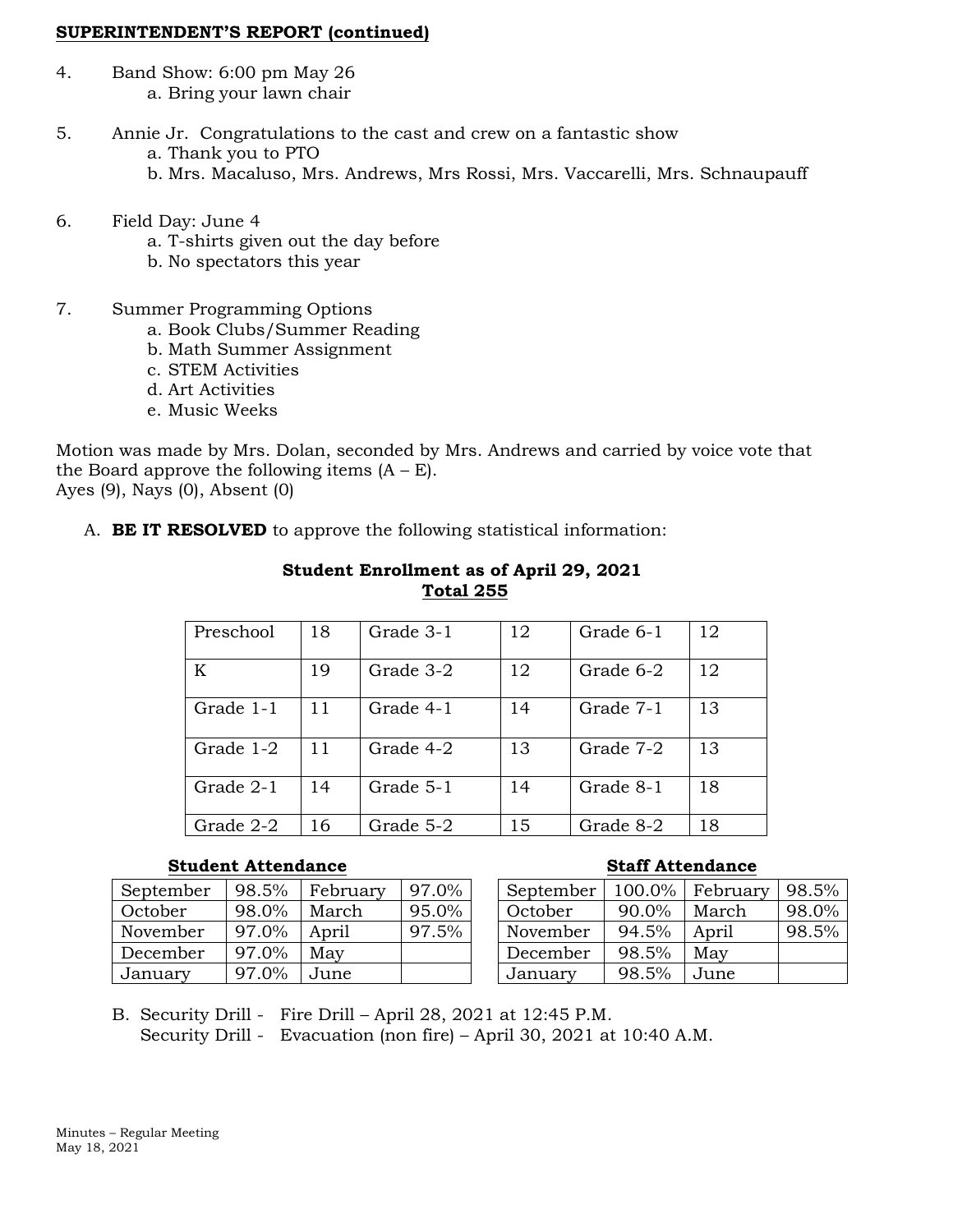**SUPERINTENDENT'S REPORT (continued)**

4. Band Show: 6:00 pm May 26
   a. Bring your lawn chair

5. Annie Jr. Congratulations to the cast and crew on a fantastic show
   a. Thank you to PTO
   b. Mrs. Macaluso, Mrs. Andrews, Mrs Rossi, Mrs. Vaccarelli, Mrs. Schnaupauff

6. Field Day: June 4
   a. T-shirts given out the day before
   b. No spectators this year

7. Summer Programming Options
   a. Book Clubs/Summer Reading
   b. Math Summer Assignment
   c. STEM Activities
   d. Art Activities
   e. Music Weeks

Motion was made by Mrs. Dolan, seconded by Mrs. Andrews and carried by voice vote that the Board approve the following items (A – E).
Ayes (9), Nays (0), Absent (0)

A. **BE IT RESOLVED** to approve the following statistical information:

**Student Enrollment as of April 29, 2021**
**Total 255**

| | | | | | |
|---|---|---|---|---|---|
| Preschool | 18 | Grade 3-1 | 12 | Grade 6-1 | 12 |
| K | 19 | Grade 3-2 | 12 | Grade 6-2 | 12 |
| Grade 1-1 | 11 | Grade 4-1 | 14 | Grade 7-1 | 13 |
| Grade 1-2 | 11 | Grade 4-2 | 13 | Grade 7-2 | 13 |
| Grade 2-1 | 14 | Grade 5-1 | 14 | Grade 8-1 | 18 |
| Grade 2-2 | 16 | Grade 5-2 | 15 | Grade 8-2 | 18 |

**Student Attendance**

| | | | |
|---|---|---|---|
| September | 98.5% | February | 97.0% |
| October | 98.0% | March | 95.0% |
| November | 97.0% | April | 97.5% |
| December | 97.0% | May | |
| January | 97.0% | June | |

**Staff Attendance**

| | | | |
|---|---|---|---|
| September | 100.0% | February | 98.5% |
| October | 90.0% | March | 98.0% |
| November | 94.5% | April | 98.5% |
| December | 98.5% | May | |
| January | 98.5% | June | |

B. Security Drill - Fire Drill – April 28, 2021 at 12:45 P.M.
   Security Drill - Evacuation (non fire) – April 30, 2021 at 10:40 A.M.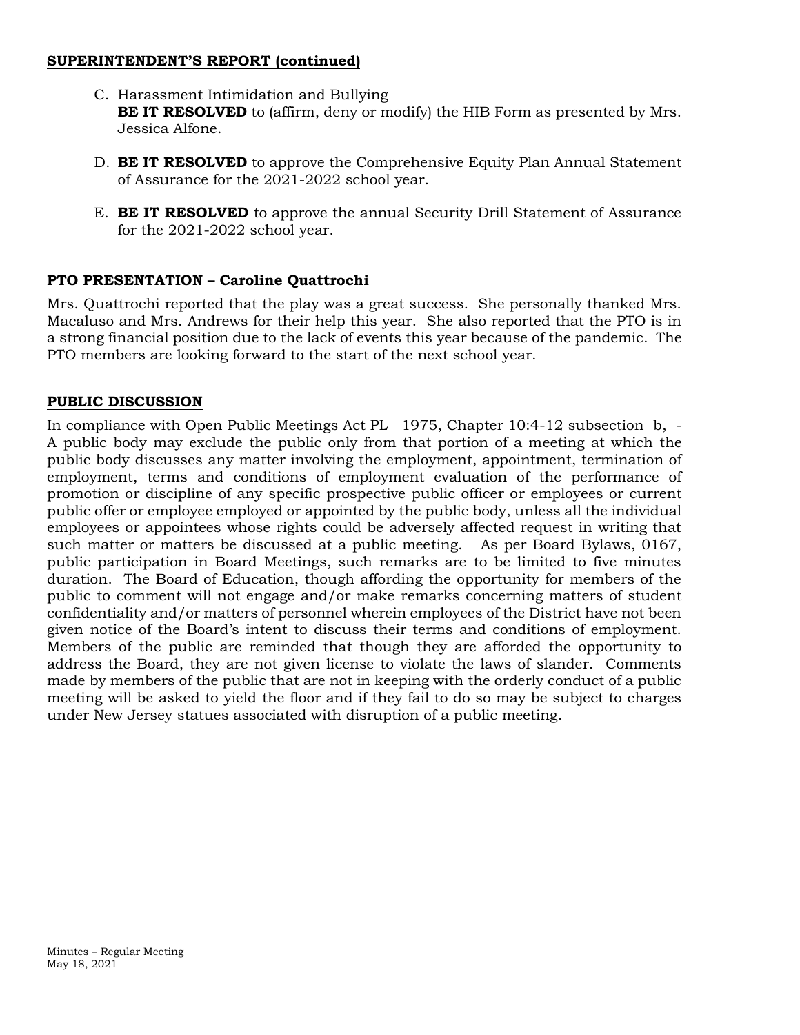**SUPERINTENDENT'S REPORT (continued)**

C. Harassment Intimidation and Bullying
**BE IT RESOLVED** to (affirm, deny or modify) the HIB Form as presented by Mrs. Jessica Alfone.

D. **BE IT RESOLVED** to approve the Comprehensive Equity Plan Annual Statement of Assurance for the 2021-2022 school year.

E. **BE IT RESOLVED** to approve the annual Security Drill Statement of Assurance for the 2021-2022 school year.

**PTO PRESENTATION – Caroline Quattrochi**

Mrs. Quattrochi reported that the play was a great success. She personally thanked Mrs. Macaluso and Mrs. Andrews for their help this year. She also reported that the PTO is in a strong financial position due to the lack of events this year because of the pandemic. The PTO members are looking forward to the start of the next school year.

**PUBLIC DISCUSSION**

In compliance with Open Public Meetings Act PL 1975, Chapter 10:4-12 subsection b, - A public body may exclude the public only from that portion of a meeting at which the public body discusses any matter involving the employment, appointment, termination of employment, terms and conditions of employment evaluation of the performance of promotion or discipline of any specific prospective public officer or employees or current public offer or employee employed or appointed by the public body, unless all the individual employees or appointees whose rights could be adversely affected request in writing that such matter or matters be discussed at a public meeting. As per Board Bylaws, 0167, public participation in Board Meetings, such remarks are to be limited to five minutes duration. The Board of Education, though affording the opportunity for members of the public to comment will not engage and/or make remarks concerning matters of student confidentiality and/or matters of personnel wherein employees of the District have not been given notice of the Board's intent to discuss their terms and conditions of employment. Members of the public are reminded that though they are afforded the opportunity to address the Board, they are not given license to violate the laws of slander. Comments made by members of the public that are not in keeping with the orderly conduct of a public meeting will be asked to yield the floor and if they fail to do so may be subject to charges under New Jersey statues associated with disruption of a public meeting.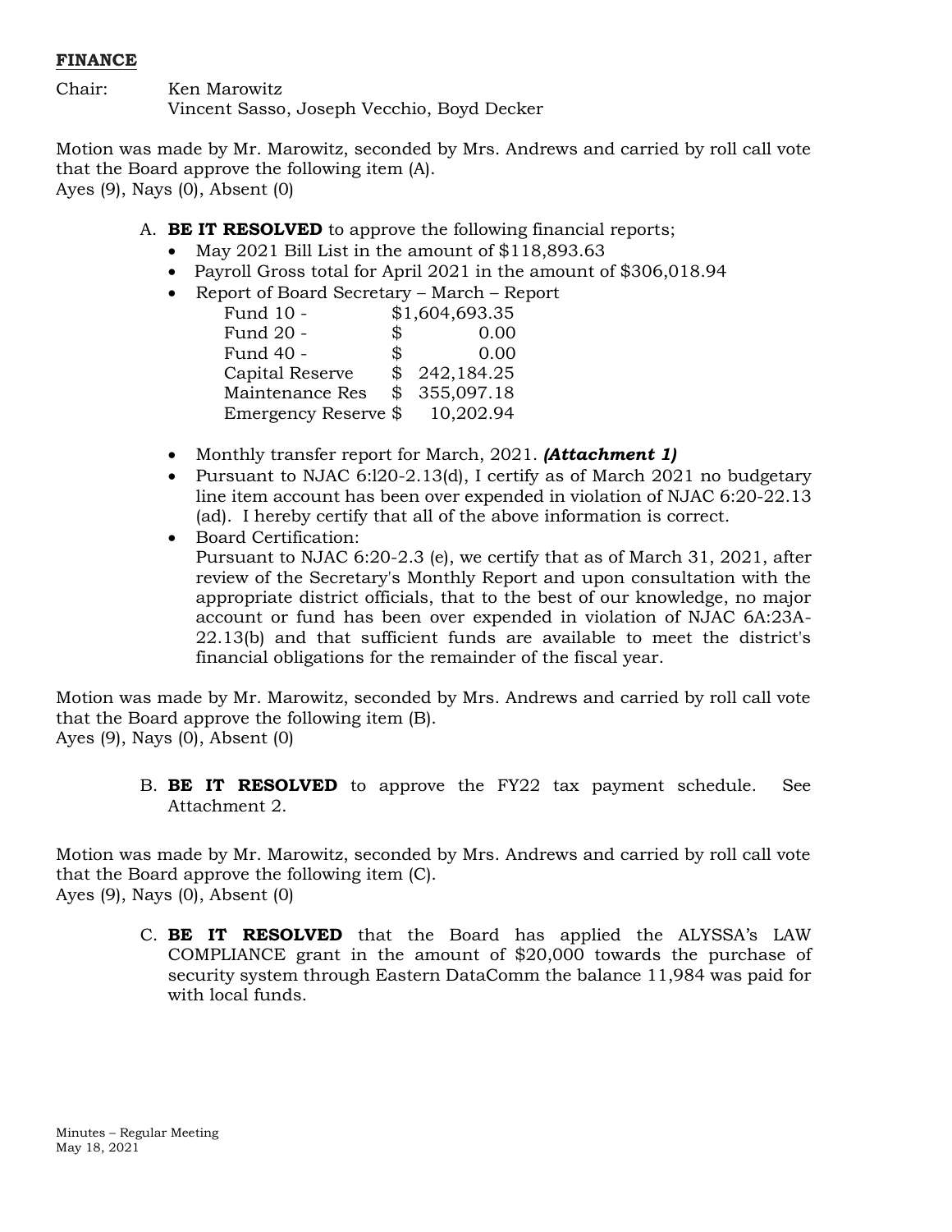**FINANCE**

Chair: Ken Marowitz
Vincent Sasso, Joseph Vecchio, Boyd Decker

Motion was made by Mr. Marowitz, seconded by Mrs. Andrews and carried by roll call vote that the Board approve the following item (A).
Ayes (9), Nays (0), Absent (0)

A. **BE IT RESOLVED** to approve the following financial reports;
   - May 2021 Bill List in the amount of $118,893.63
   - Payroll Gross total for April 2021 in the amount of $306,018.94
   - Report of Board Secretary – March – Report

     | | |
     |---|---|
     | Fund 10 - | $1,604,693.35 |
     | Fund 20 - | $ 0.00 |
     | Fund 40 - | $ 0.00 |
     | Capital Reserve | $ 242,184.25 |
     | Maintenance Res | $ 355,097.18 |
     | Emergency Reserve | $ 10,202.94 |

   - Monthly transfer report for March, 2021. ***(Attachment 1)***
   - Pursuant to NJAC 6:l20-2.13(d), I certify as of March 2021 no budgetary line item account has been over expended in violation of NJAC 6:20-22.13 (ad). I hereby certify that all of the above information is correct.
   - Board Certification:
     Pursuant to NJAC 6:20-2.3 (e), we certify that as of March 31, 2021, after review of the Secretary's Monthly Report and upon consultation with the appropriate district officials, that to the best of our knowledge, no major account or fund has been over expended in violation of NJAC 6A:23A-22.13(b) and that sufficient funds are available to meet the district's financial obligations for the remainder of the fiscal year.

Motion was made by Mr. Marowitz, seconded by Mrs. Andrews and carried by roll call vote that the Board approve the following item (B).
Ayes (9), Nays (0), Absent (0)

B. **BE IT RESOLVED** to approve the FY22 tax payment schedule. See Attachment 2.

Motion was made by Mr. Marowitz, seconded by Mrs. Andrews and carried by roll call vote that the Board approve the following item (C).
Ayes (9), Nays (0), Absent (0)

C. **BE IT RESOLVED** that the Board has applied the ALYSSA's LAW COMPLIANCE grant in the amount of $20,000 towards the purchase of security system through Eastern DataComm the balance 11,984 was paid for with local funds.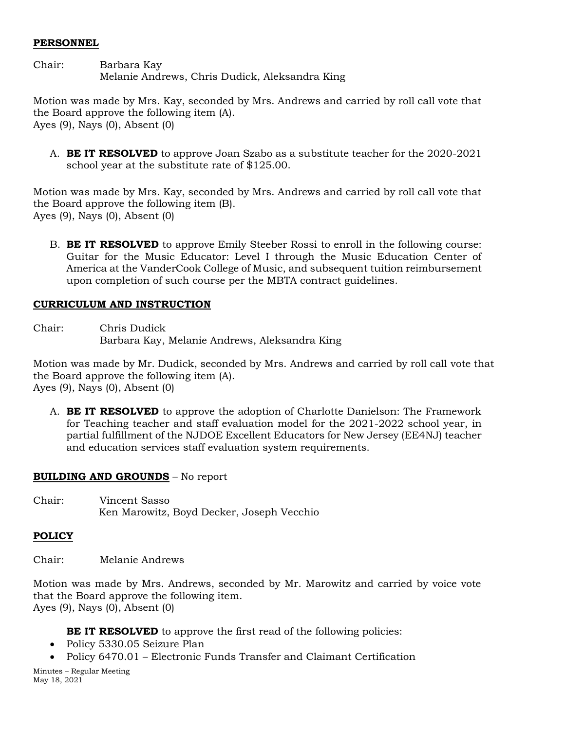## PERSONNEL

Chair: Barbara Kay
Melanie Andrews, Chris Dudick, Aleksandra King

Motion was made by Mrs. Kay, seconded by Mrs. Andrews and carried by roll call vote that the Board approve the following item (A).
Ayes (9), Nays (0), Absent (0)

A. **BE IT RESOLVED** to approve Joan Szabo as a substitute teacher for the 2020-2021 school year at the substitute rate of $125.00.

Motion was made by Mrs. Kay, seconded by Mrs. Andrews and carried by roll call vote that the Board approve the following item (B).
Ayes (9), Nays (0), Absent (0)

B. **BE IT RESOLVED** to approve Emily Steeber Rossi to enroll in the following course: Guitar for the Music Educator: Level I through the Music Education Center of America at the VanderCook College of Music, and subsequent tuition reimbursement upon completion of such course per the MBTA contract guidelines.

## CURRICULUM AND INSTRUCTION

Chair: Chris Dudick
Barbara Kay, Melanie Andrews, Aleksandra King

Motion was made by Mr. Dudick, seconded by Mrs. Andrews and carried by roll call vote that the Board approve the following item (A).
Ayes (9), Nays (0), Absent (0)

A. **BE IT RESOLVED** to approve the adoption of Charlotte Danielson: The Framework for Teaching teacher and staff evaluation model for the 2021-2022 school year, in partial fulfillment of the NJDOE Excellent Educators for New Jersey (EE4NJ) teacher and education services staff evaluation system requirements.

## BUILDING AND GROUNDS – No report

Chair: Vincent Sasso
Ken Marowitz, Boyd Decker, Joseph Vecchio

## POLICY

Chair: Melanie Andrews

Motion was made by Mrs. Andrews, seconded by Mr. Marowitz and carried by voice vote that the Board approve the following item.
Ayes (9), Nays (0), Absent (0)

**BE IT RESOLVED** to approve the first read of the following policies:

- Policy 5330.05 Seizure Plan
- Policy 6470.01 – Electronic Funds Transfer and Claimant Certification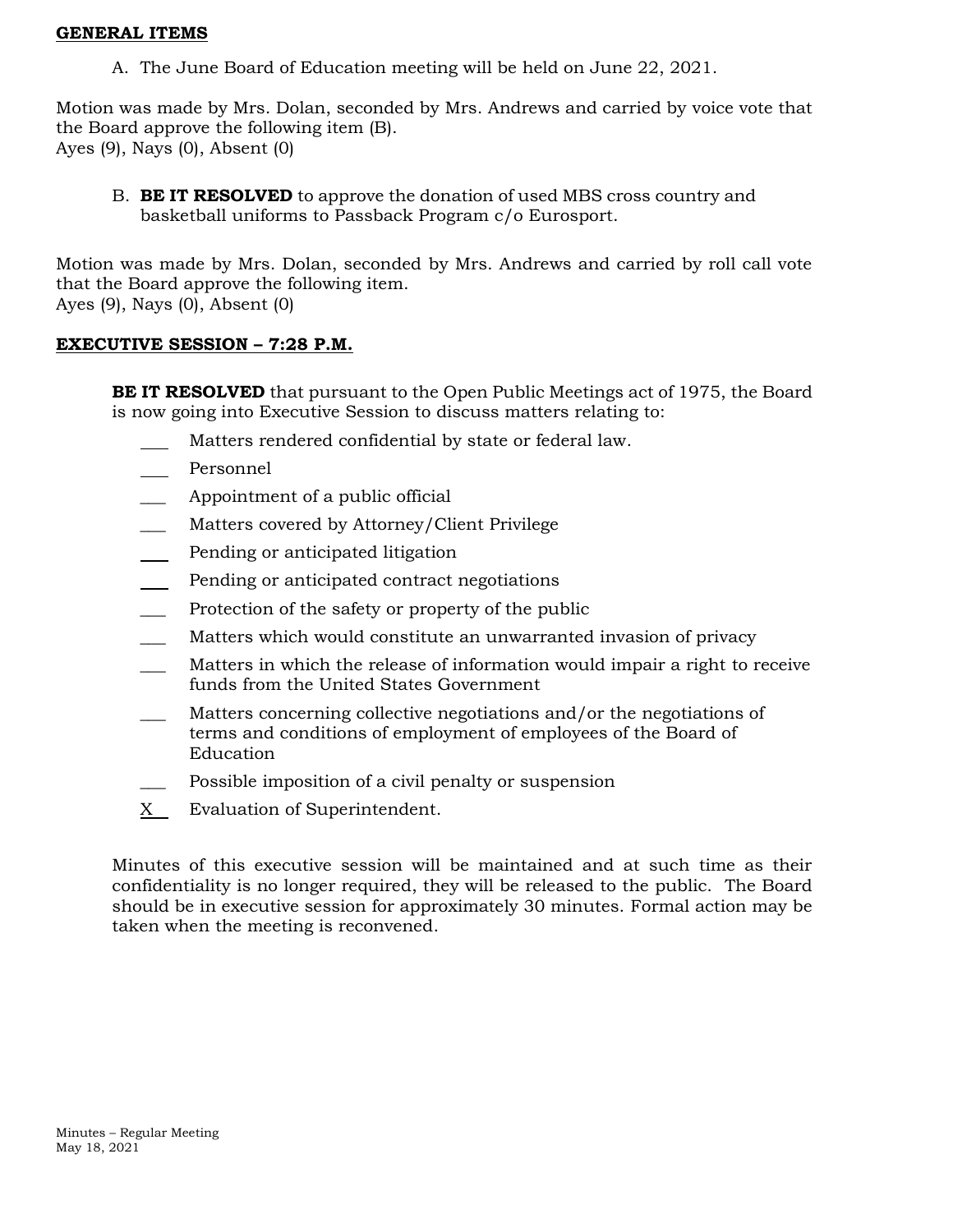**GENERAL ITEMS**

A. The June Board of Education meeting will be held on June 22, 2021.

Motion was made by Mrs. Dolan, seconded by Mrs. Andrews and carried by voice vote that the Board approve the following item (B).
Ayes (9), Nays (0), Absent (0)

B. **BE IT RESOLVED** to approve the donation of used MBS cross country and basketball uniforms to Passback Program c/o Eurosport.

Motion was made by Mrs. Dolan, seconded by Mrs. Andrews and carried by roll call vote that the Board approve the following item.
Ayes (9), Nays (0), Absent (0)

**EXECUTIVE SESSION – 7:28 P.M.**

**BE IT RESOLVED** that pursuant to the Open Public Meetings act of 1975, the Board is now going into Executive Session to discuss matters relating to:

- ___ Matters rendered confidential by state or federal law.
- ___ Personnel
- ___ Appointment of a public official
- ___ Matters covered by Attorney/Client Privilege
- ___ Pending or anticipated litigation
- ___ Pending or anticipated contract negotiations
- ___ Protection of the safety or property of the public
- ___ Matters which would constitute an unwarranted invasion of privacy
- ___ Matters in which the release of information would impair a right to receive funds from the United States Government
- ___ Matters concerning collective negotiations and/or the negotiations of terms and conditions of employment of employees of the Board of Education
- ___ Possible imposition of a civil penalty or suspension
- X Evaluation of Superintendent.

Minutes of this executive session will be maintained and at such time as their confidentiality is no longer required, they will be released to the public. The Board should be in executive session for approximately 30 minutes. Formal action may be taken when the meeting is reconvened.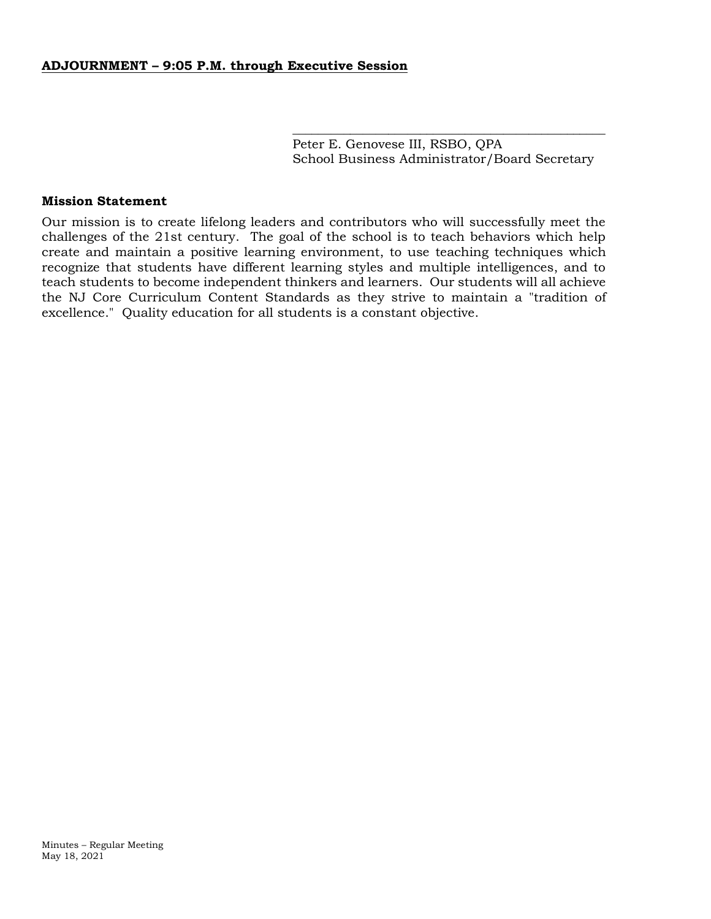**ADJOURNMENT – 9:05 P.M. through Executive Session**

\_\_\_\_\_\_\_\_\_\_\_\_\_\_\_\_\_\_\_\_\_\_\_\_\_\_\_\_\_\_\_\_\_\_\_\_\_\_\_\_

Peter E. Genovese III, RSBO, QPA
School Business Administrator/Board Secretary

**Mission Statement**

Our mission is to create lifelong leaders and contributors who will successfully meet the challenges of the 21st century. The goal of the school is to teach behaviors which help create and maintain a positive learning environment, to use teaching techniques which recognize that students have different learning styles and multiple intelligences, and to teach students to become independent thinkers and learners. Our students will all achieve the NJ Core Curriculum Content Standards as they strive to maintain a "tradition of excellence." Quality education for all students is a constant objective.